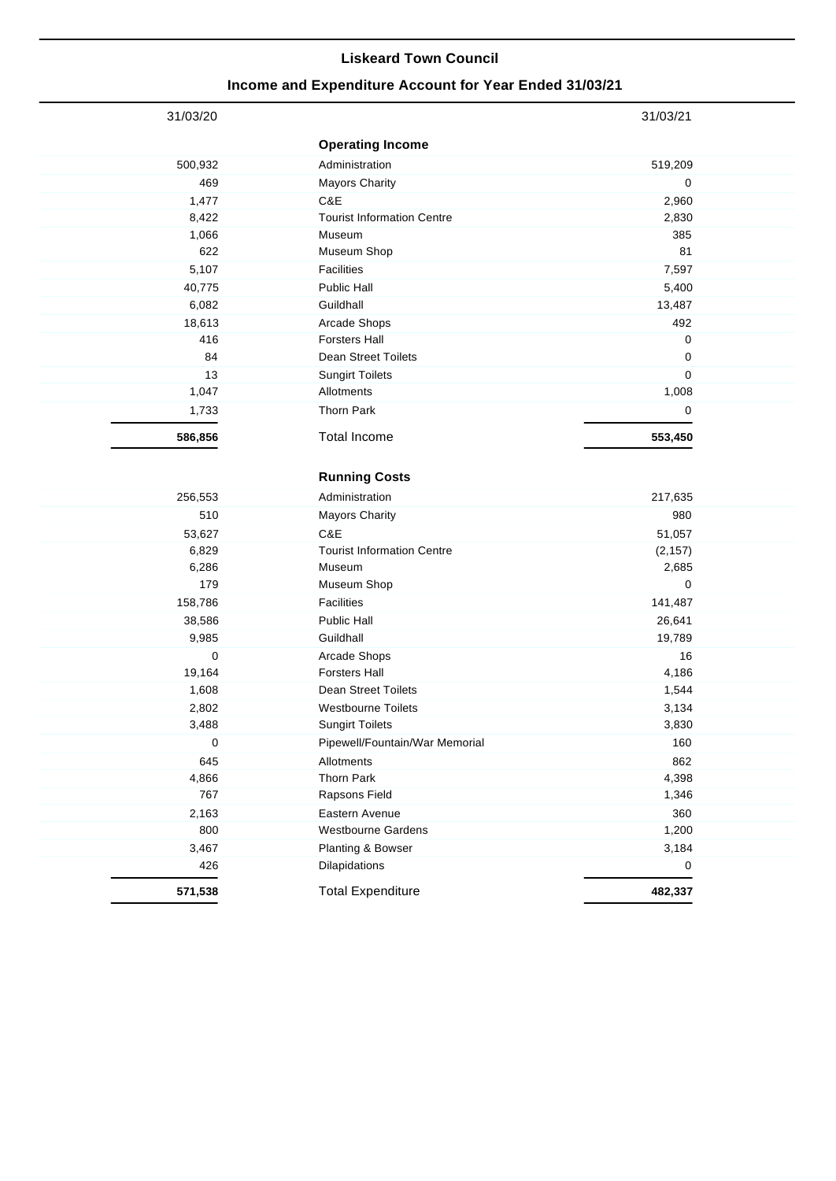# Liskeard Town Council

## Income and Expenditure Account for Year Ended 31/03/21

| 31/03/20 | | 31/03/21 |
|---:|---|---:|
| | **Operating Income** | |
| 500,932 | Administration | 519,209 |
| 469 | Mayors Charity | 0 |
| 1,477 | C&E | 2,960 |
| 8,422 | Tourist Information Centre | 2,830 |
| 1,066 | Museum | 385 |
| 622 | Museum Shop | 81 |
| 5,107 | Facilities | 7,597 |
| 40,775 | Public Hall | 5,400 |
| 6,082 | Guildhall | 13,487 |
| 18,613 | Arcade Shops | 492 |
| 416 | Forsters Hall | 0 |
| 84 | Dean Street Toilets | 0 |
| 13 | Sungirt Toilets | 0 |
| 1,047 | Allotments | 1,008 |
| 1,733 | Thorn Park | 0 |
| **586,856** | Total Income | **553,450** |
| | **Running Costs** | |
| 256,553 | Administration | 217,635 |
| 510 | Mayors Charity | 980 |
| 53,627 | C&E | 51,057 |
| 6,829 | Tourist Information Centre | (2,157) |
| 6,286 | Museum | 2,685 |
| 179 | Museum Shop | 0 |
| 158,786 | Facilities | 141,487 |
| 38,586 | Public Hall | 26,641 |
| 9,985 | Guildhall | 19,789 |
| 0 | Arcade Shops | 16 |
| 19,164 | Forsters Hall | 4,186 |
| 1,608 | Dean Street Toilets | 1,544 |
| 2,802 | Westbourne Toilets | 3,134 |
| 3,488 | Sungirt Toilets | 3,830 |
| 0 | Pipewell/Fountain/War Memorial | 160 |
| 645 | Allotments | 862 |
| 4,866 | Thorn Park | 4,398 |
| 767 | Rapsons Field | 1,346 |
| 2,163 | Eastern Avenue | 360 |
| 800 | Westbourne Gardens | 1,200 |
| 3,467 | Planting & Bowser | 3,184 |
| 426 | Dilapidations | 0 |
| **571,538** | Total Expenditure | **482,337** |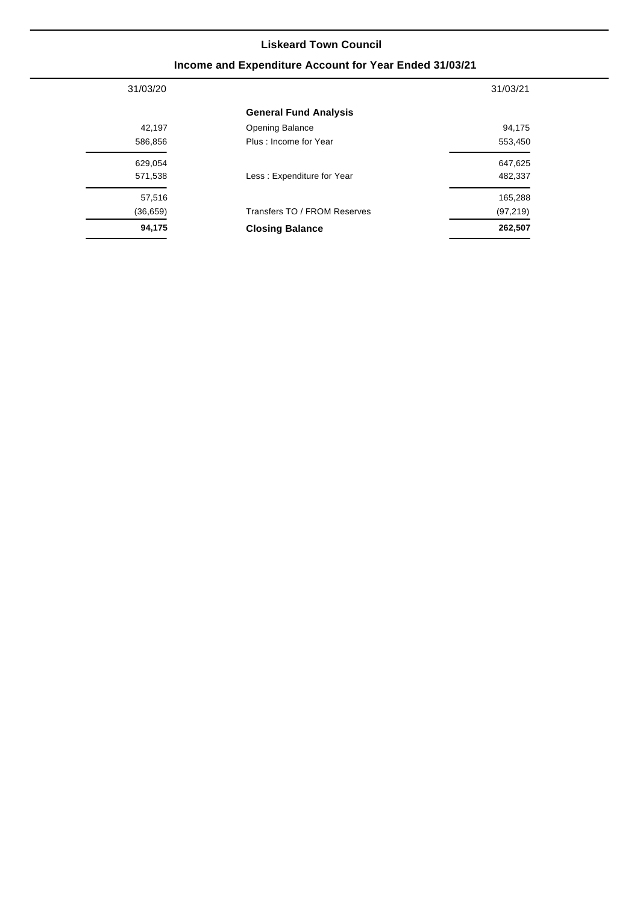**Liskeard Town Council**

**Income and Expenditure Account for Year Ended 31/03/21**

| 31/03/20 | | 31/03/21 |
|---|---|---|
| | **General Fund Analysis** | |
| 42,197 | Opening Balance | 94,175 |
| 586,856 | Plus : Income for Year | 553,450 |
| 629,054 | | 647,625 |
| 571,538 | Less : Expenditure for Year | 482,337 |
| 57,516 | | 165,288 |
| (36,659) | Transfers TO / FROM Reserves | (97,219) |
| **94,175** | **Closing Balance** | **262,507** |